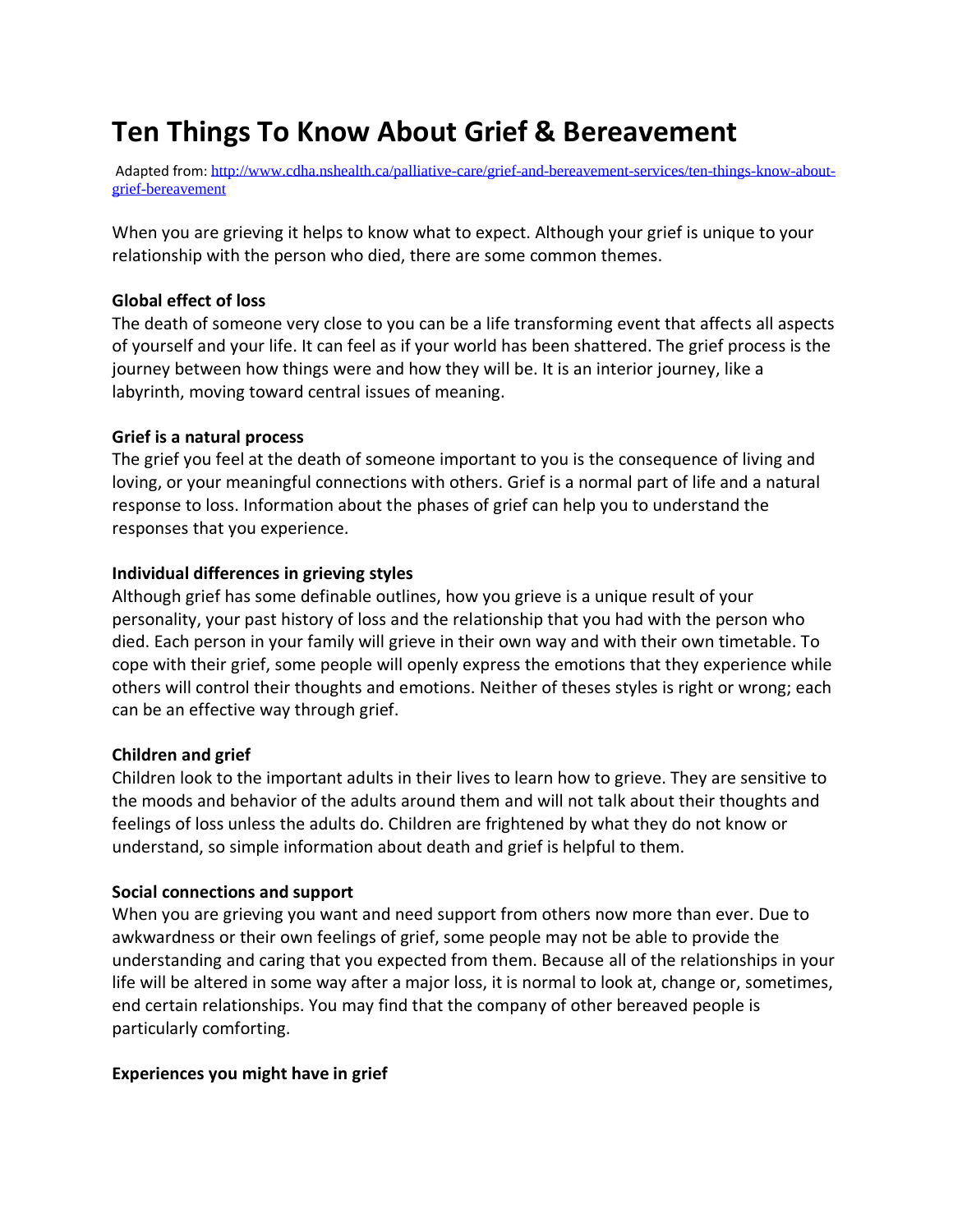# Ten Things To Know About Grief & Bereavement

Adapted from: [http://www.cdha.nshealth.ca/palliative-care/grief-and-bereavement-services/ten-things-know-about-grief-bereavement](http://www.cdha.nshealth.ca/palliative-care/grief-and-bereavement-services/ten-things-know-about-grief-bereavement)

When you are grieving it helps to know what to expect. Although your grief is unique to your relationship with the person who died, there are some common themes.

**Global effect of loss**
The death of someone very close to you can be a life transforming event that affects all aspects of yourself and your life. It can feel as if your world has been shattered. The grief process is the journey between how things were and how they will be. It is an interior journey, like a labyrinth, moving toward central issues of meaning.

**Grief is a natural process**
The grief you feel at the death of someone important to you is the consequence of living and loving, or your meaningful connections with others. Grief is a normal part of life and a natural response to loss. Information about the phases of grief can help you to understand the responses that you experience.

**Individual differences in grieving styles**
Although grief has some definable outlines, how you grieve is a unique result of your personality, your past history of loss and the relationship that you had with the person who died. Each person in your family will grieve in their own way and with their own timetable. To cope with their grief, some people will openly express the emotions that they experience while others will control their thoughts and emotions. Neither of theses styles is right or wrong; each can be an effective way through grief.

**Children and grief**
Children look to the important adults in their lives to learn how to grieve. They are sensitive to the moods and behavior of the adults around them and will not talk about their thoughts and feelings of loss unless the adults do. Children are frightened by what they do not know or understand, so simple information about death and grief is helpful to them.

**Social connections and support**
When you are grieving you want and need support from others now more than ever. Due to awkwardness or their own feelings of grief, some people may not be able to provide the understanding and caring that you expected from them. Because all of the relationships in your life will be altered in some way after a major loss, it is normal to look at, change or, sometimes, end certain relationships. You may find that the company of other bereaved people is particularly comforting.

**Experiences you might have in grief**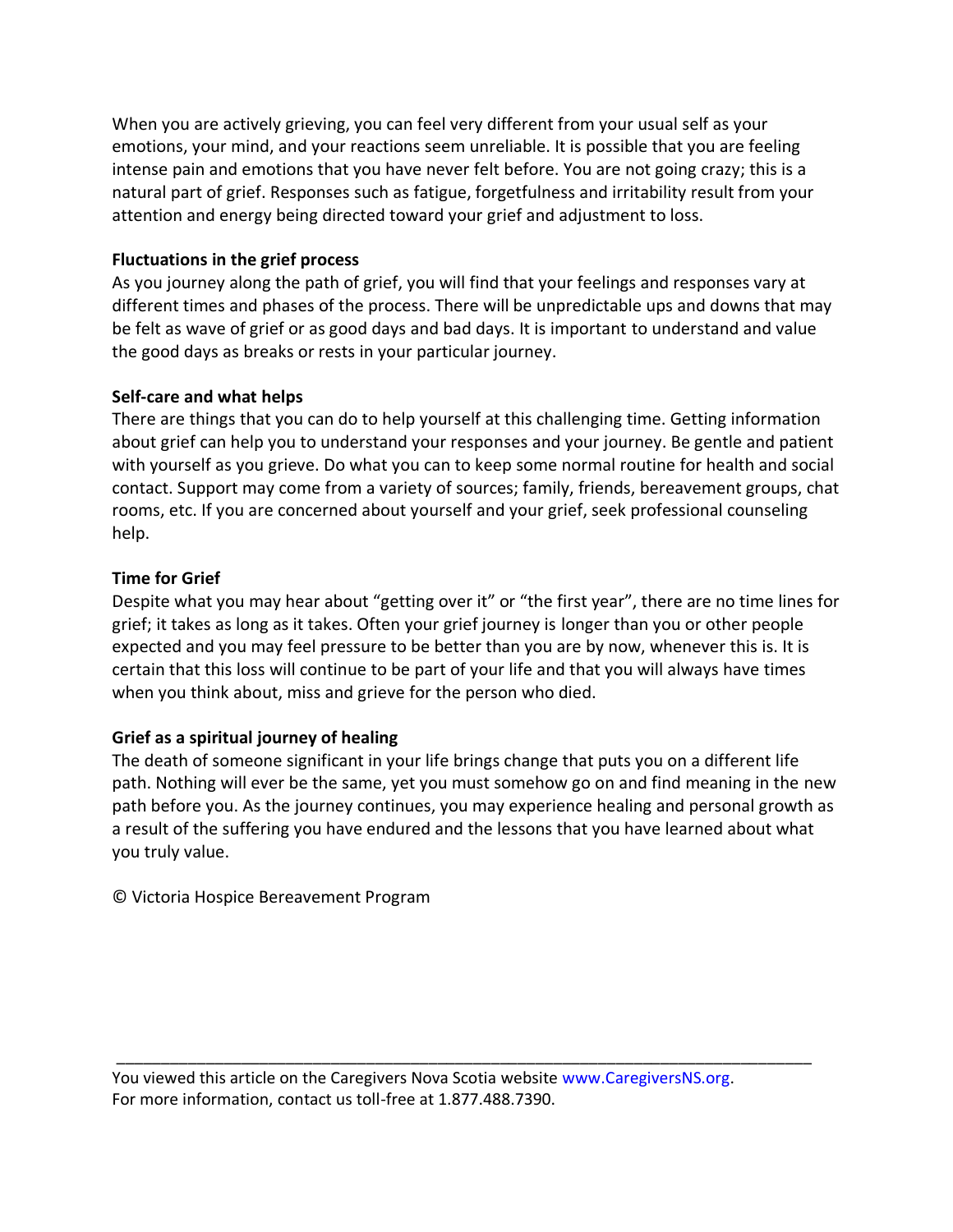When you are actively grieving, you can feel very different from your usual self as your emotions, your mind, and your reactions seem unreliable. It is possible that you are feeling intense pain and emotions that you have never felt before. You are not going crazy; this is a natural part of grief. Responses such as fatigue, forgetfulness and irritability result from your attention and energy being directed toward your grief and adjustment to loss.

**Fluctuations in the grief process**

As you journey along the path of grief, you will find that your feelings and responses vary at different times and phases of the process. There will be unpredictable ups and downs that may be felt as wave of grief or as good days and bad days. It is important to understand and value the good days as breaks or rests in your particular journey.

**Self-care and what helps**

There are things that you can do to help yourself at this challenging time. Getting information about grief can help you to understand your responses and your journey. Be gentle and patient with yourself as you grieve. Do what you can to keep some normal routine for health and social contact. Support may come from a variety of sources; family, friends, bereavement groups, chat rooms, etc. If you are concerned about yourself and your grief, seek professional counseling help.

**Time for Grief**

Despite what you may hear about "getting over it" or "the first year", there are no time lines for grief; it takes as long as it takes. Often your grief journey is longer than you or other people expected and you may feel pressure to be better than you are by now, whenever this is. It is certain that this loss will continue to be part of your life and that you will always have times when you think about, miss and grieve for the person who died.

**Grief as a spiritual journey of healing**

The death of someone significant in your life brings change that puts you on a different life path. Nothing will ever be the same, yet you must somehow go on and find meaning in the new path before you. As the journey continues, you may experience healing and personal growth as a result of the suffering you have endured and the lessons that you have learned about what you truly value.

© Victoria Hospice Bereavement Program

---

You viewed this article on the Caregivers Nova Scotia website www.CaregiversNS.org.
For more information, contact us toll-free at 1.877.488.7390.